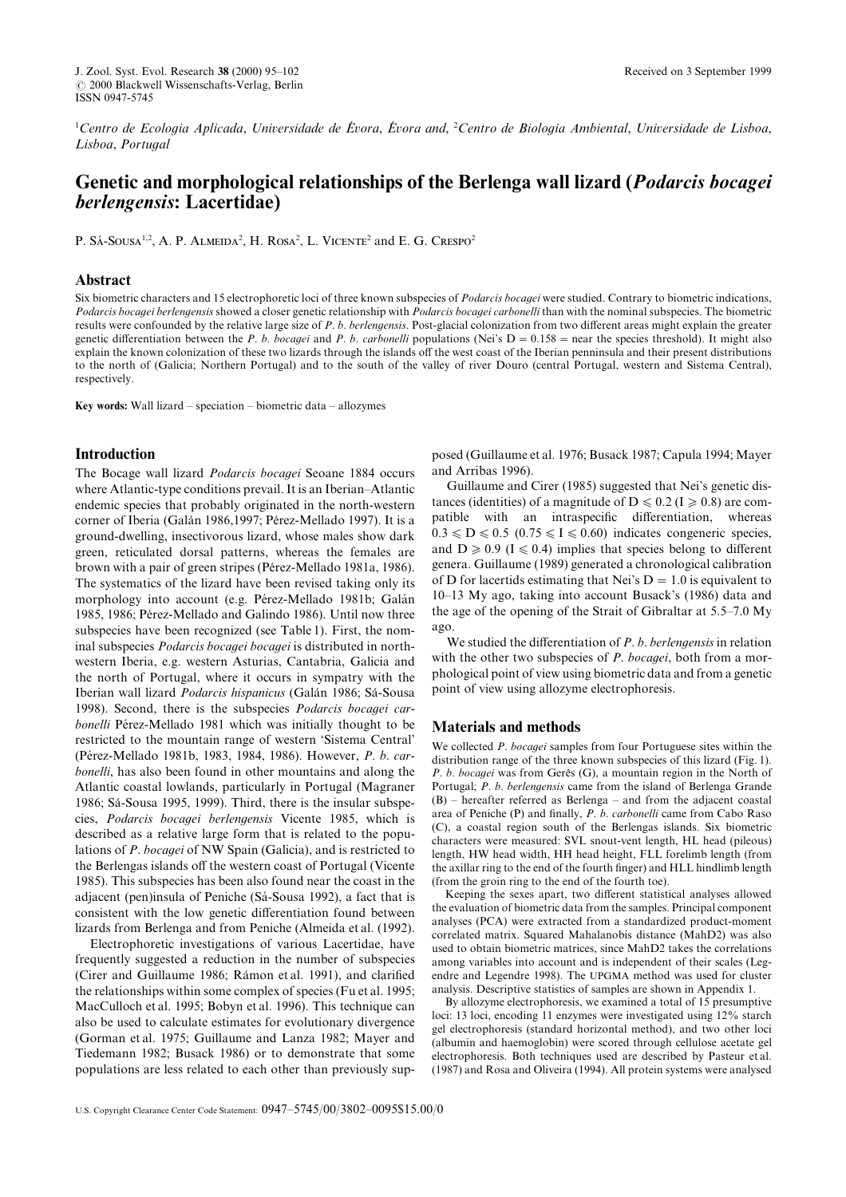[1]Centro de Ecologia Aplicada, Universidade de Évora, Évora and, [2]Centro de Biologia Ambiental, Universidade de Lisboa, Lisboa, Portugal

# Genetic and morphological relationships of the Berlenga wall lizard (*Podarcis bocagei berlengensis*: Lacertidae)

P. Sá-Sousa[1,2], A. P. Almeida[2], H. Rosa[2], L. Vicente[2] and E. G. Crespo[2]

## Abstract

Six biometric characters and 15 electrophoretic loci of three known subspecies of *Podarcis bocagei* were studied. Contrary to biometric indications, *Podarcis bocagei berlengensis* showed a closer genetic relationship with *Podarcis bocagei carbonelli* than with the nominal subspecies. The biometric results were confounded by the relative large size of *P. b. berlengensis*. Post-glacial colonization from two different areas might explain the greater genetic differentiation between the *P. b. bocagei* and *P. b. carbonelli* populations (Nei's D = 0.158 = near the species threshold). It might also explain the known colonization of these two lizards through the islands off the west coast of the Iberian penninsula and their present distributions to the north of (Galicia; Northern Portugal) and to the south of the valley of river Douro (central Portugal, western and Sistema Central), respectively.

**Key words:** Wall lizard – speciation – biometric data – allozymes

## Introduction

The Bocage wall lizard *Podarcis bocagei* Seoane 1884 occurs where Atlantic-type conditions prevail. It is an Iberian–Atlantic endemic species that probably originated in the north-western corner of Iberia (Galán 1986,1997; Pérez-Mellado 1997). It is a ground-dwelling, insectivorous lizard, whose males show dark green, reticulated dorsal patterns, whereas the females are brown with a pair of green stripes (Pérez-Mellado 1981a, 1986). The systematics of the lizard have been revised taking only its morphology into account (e.g. Pérez-Mellado 1981b; Galán 1985, 1986; Pérez-Mellado and Galindo 1986). Until now three subspecies have been recognized (see Table 1). First, the nominal subspecies *Podarcis bocagei bocagei* is distributed in north-western Iberia, e.g. western Asturias, Cantabria, Galicia and the north of Portugal, where it occurs in sympatry with the Iberian wall lizard *Podarcis hispanicus* (Galán 1986; Sá-Sousa 1998). Second, there is the subspecies *Podarcis bocagei carbonelli* Pérez-Mellado 1981 which was initially thought to be restricted to the mountain range of western 'Sistema Central' (Pérez-Mellado 1981b, 1983, 1984, 1986). However, *P. b. carbonelli*, has also been found in other mountains and along the Atlantic coastal lowlands, particularly in Portugal (Magraner 1986; Sá-Sousa 1995, 1999). Third, there is the insular subspecies, *Podarcis bocagei berlengensis* Vicente 1985, which is described as a relative large form that is related to the populations of *P. bocagei* of NW Spain (Galicia), and is restricted to the Berlengas islands off the western coast of Portugal (Vicente 1985). This subspecies has been also found near the coast in the adjacent (pen)insula of Peniche (Sá-Sousa 1992), a fact that is consistent with the low genetic differentiation found between lizards from Berlenga and from Peniche (Almeida et al. (1992).

Electrophoretic investigations of various Lacertidae, have frequently suggested a reduction in the number of subspecies (Cirer and Guillaume 1986; Rámon et al. 1991), and clarified the relationships within some complex of species (Fu et al. 1995; MacCulloch et al. 1995; Bobyn et al. 1996). This technique can also be used to calculate estimates for evolutionary divergence (Gorman et al. 1975; Guillaume and Lanza 1982; Mayer and Tiedemann 1982; Busack 1986) or to demonstrate that some populations are less related to each other than previously supposed (Guillaume et al. 1976; Busack 1987; Capula 1994; Mayer and Arribas 1996).

Guillaume and Cirer (1985) suggested that Nei's genetic distances (identities) of a magnitude of $D \leqslant 0.2$ ($I \geqslant 0.8$) are compatible with an intraspecific differentiation, whereas $0.3 \leqslant D \leqslant 0.5$ ($0.75 \leqslant I \leqslant 0.60$) indicates congeneric species, and $D \geqslant 0.9$ ($I \leqslant 0.4$) implies that species belong to different genera. Guillaume (1989) generated a chronological calibration of D for lacertids estimating that Nei's D = 1.0 is equivalent to 10–13 My ago, taking into account Busack's (1986) data and the age of the opening of the Strait of Gibraltar at 5.5–7.0 My ago.

We studied the differentiation of *P. b. berlengensis* in relation with the other two subspecies of *P. bocagei*, both from a morphological point of view using biometric data and from a genetic point of view using allozyme electrophoresis.

## Materials and methods

We collected *P. bocagei* samples from four Portuguese sites within the distribution range of the three known subspecies of this lizard (Fig. 1). *P. b. bocagei* was from Gerês (G), a mountain region in the North of Portugal; *P. b. berlengensis* came from the island of Berlenga Grande (B) – hereafter referred as Berlenga – and from the adjacent coastal area of Peniche (P) and finally, *P. b. carbonelli* came from Cabo Raso (C), a coastal region south of the Berlengas islands. Six biometric characters were measured: SVL snout-vent length, HL head (pileous) length, HW head width, HH head height, FLL forelimb length (from the axillar ring to the end of the fourth finger) and HLL hindlimb length (from the groin ring to the end of the fourth toe).

Keeping the sexes apart, two different statistical analyses allowed the evaluation of biometric data from the samples. Principal component analyses (PCA) were extracted from a standardized product-moment correlated matrix. Squared Mahalanobis distance (MahD2) was also used to obtain biometric matrices, since MahD2 takes the correlations among variables into account and is independent of their scales (Legendre and Legendre 1998). The UPGMA method was used for cluster analysis. Descriptive statistics of samples are shown in Appendix 1.

By allozyme electrophoresis, we examined a total of 15 presumptive loci: 13 loci, encoding 11 enzymes were investigated using 12% starch gel electrophoresis (standard horizontal method), and two other loci (albumin and haemoglobin) were scored through cellulose acetate gel electrophoresis. Both techniques used are described by Pasteur et al. (1987) and Rosa and Oliveira (1994). All protein systems were analysed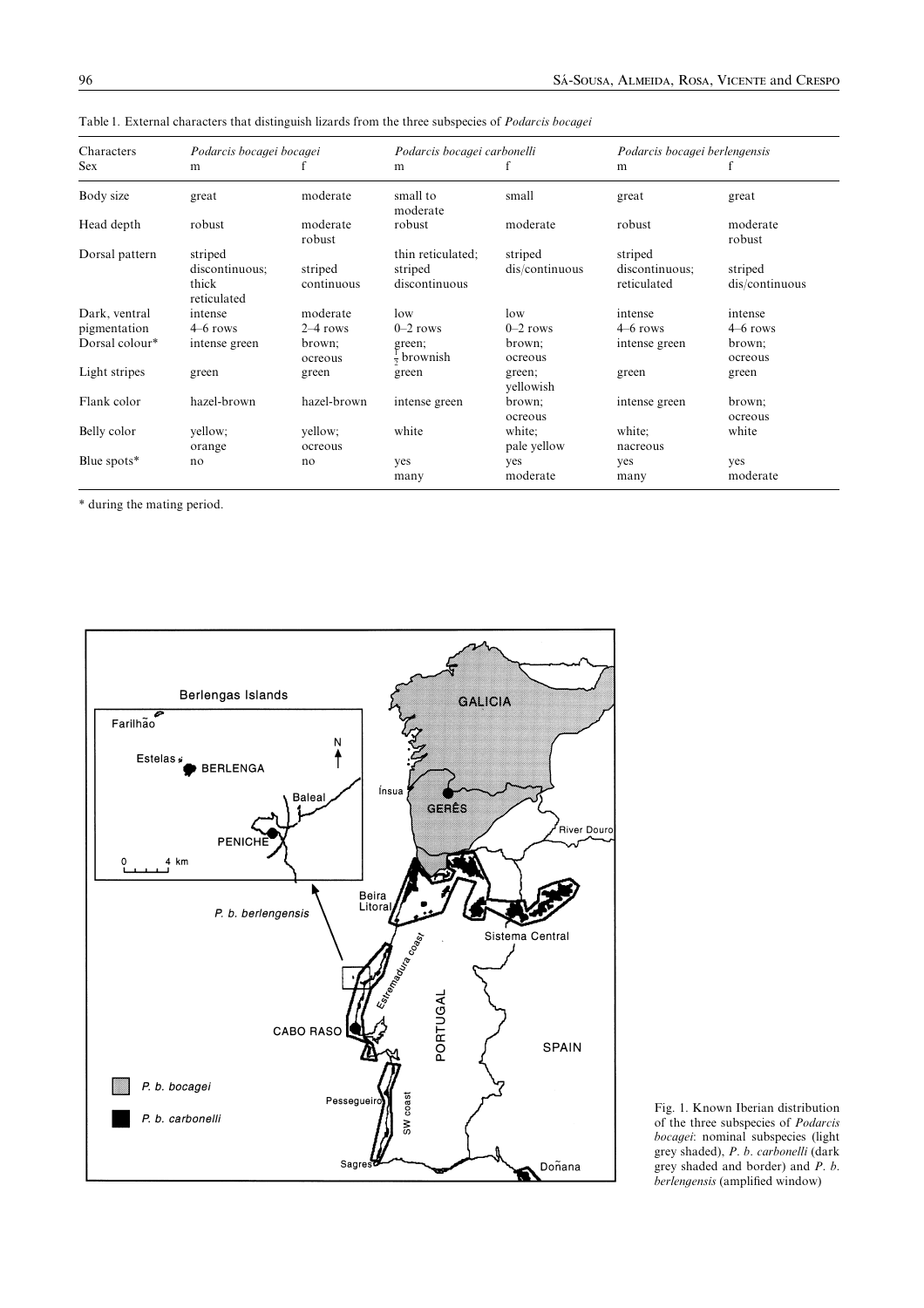Table 1. External characters that distinguish lizards from the three subspecies of *Podarcis bocagei*

| Characters | *Podarcis bocagei bocagei* | | *Podarcis bocagei carbonelli* | | *Podarcis bocagei berlengensis* | |
|---|---|---|---|---|---|---|
| Sex | m | f | m | f | m | f |
| Body size | great | moderate | small to moderate | small | great | great |
| Head depth | robust | moderate robust | robust | moderate | robust | moderate robust |
| Dorsal pattern | striped discontinuous; thick reticulated | striped continuous | thin reticulated; striped discontinuous | striped dis/continuous | striped discontinuous; reticulated | striped dis/continuous |
| Dark, ventral pigmentation | intense 4–6 rows | moderate 2–4 rows | low 0–2 rows | low 0–2 rows | intense 4–6 rows | intense 4–6 rows |
| Dorsal colour* | intense green | brown; ocreous | green; $\frac{1}{2}$ brownish | brown; ocreous | intense green | brown; ocreous |
| Light stripes | green | green | green | green; yellowish | green | green |
| Flank color | hazel-brown | hazel-brown | intense green | brown; ocreous | intense green | brown; ocreous |
| Belly color | yellow; orange | yellow; ocreous | white | white; pale yellow | white; nacreous | white |
| Blue spots* | no | no | yes many | yes moderate | yes many | yes moderate |

\* during the mating period.

Fig. 1. Known Iberian distribution of the three subspecies of *Podarcis bocagei*: nominal subspecies (light grey shaded), *P. b. carbonelli* (dark grey shaded and border) and *P. b. berlengensis* (amplified window)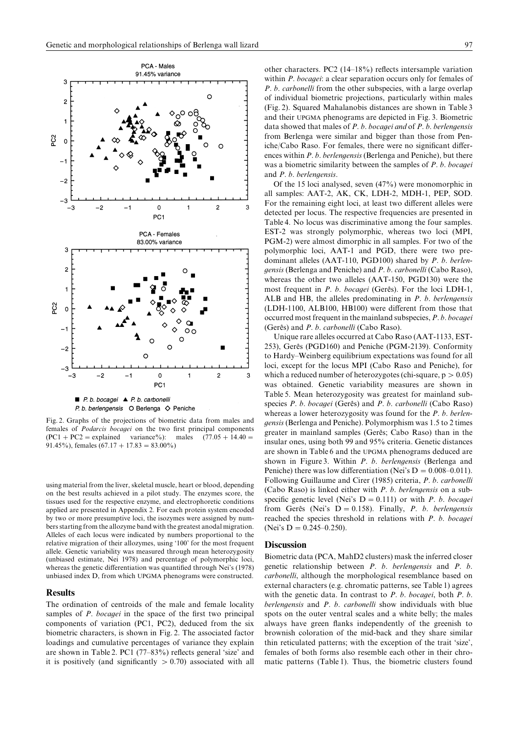PCA - Males
91.45% variance

PCA - Females
83.00% variance

■ *P. b. bocagei* ▲ *P. b. carbonelli*
*P. b. berlengensis* ○ Berlenga ◇ Peniche

Fig. 2. Graphs of the projections of biometric data from males and females of *Podarcis bocagei* on the two first principal components (PC1 + PC2 = explained variance%): males (77.05 + 14.40 = 91.45%), females (67.17 + 17.83 = 83.00%)

using material from the liver, skeletal muscle, heart or blood, depending on the best results achieved in a pilot study. The enzymes score, the tissues used for the respective enzyme, and electrophoretic conditions applied are presented in Appendix 2. For each protein system encoded by two or more presumptive loci, the isozymes were assigned by numbers starting from the allozyme band with the greatest anodal migration. Alleles of each locus were indicated by numbers proportional to the relative migration of their allozymes, using '100' for the most frequent allele. Genetic variability was measured through mean heterozygosity (unbiased estimate, Nei 1978) and percentage of polymorphic loci, whereas the genetic differentiation was quantified through Nei's (1978) unbiased index D, from which UPGMA phenograms were constructed.

## Results

The ordination of centroids of the male and female locality samples of *P. bocagei* in the space of the first two principal components of variation (PC1, PC2), deduced from the six biometric characters, is shown in Fig. 2. The associated factor loadings and cumulative percentages of variance they explain are shown in Table 2. PC1 (77–83%) reflects general 'size' and it is positively (and significantly > 0.70) associated with all other characters. PC2 (14–18%) reflects intersample variation within *P. bocagei*: a clear separation occurs only for females of *P. b. carbonelli* from the other subspecies, with a large overlap of individual biometric projections, particularly within males (Fig. 2). Squared Mahalanobis distances are shown in Table 3 and their UPGMA phenograms are depicted in Fig. 3. Biometric data showed that males of *P. b. bocagei and* of *P. b. berlengensis* from Berlenga were similar and bigger than those from Peniche/Cabo Raso. For females, there were no significant differences within *P. b. berlengensis* (Berlenga and Peniche), but there was a biometric similarity between the samples of *P. b. bocagei* and *P. b. berlengensis*.

Of the 15 loci analysed, seven (47%) were monomorphic in all samples: AAT-2, AK, CK, LDH-2, MDH-1, PEP, SOD. For the remaining eight loci, at least two different alleles were detected per locus. The respective frequencies are presented in Table 4. No locus was discriminative among the four samples. EST-2 was strongly polymorphic, whereas two loci (MPI, PGM-2) were almost dimorphic in all samples. For two of the polymorphic loci, AAT-1 and PGD, there were two predominant alleles (AAT-110, PGD100) shared by *P. b. berlengensis* (Berlenga and Peniche) and *P. b. carbonelli* (Cabo Raso), whereas the other two alleles (AAT-150, PGD130) were the most frequent in *P. b. bocagei* (Gerês). For the loci LDH-1, ALB and HB, the alleles predominating in *P. b. berlengensis* (LDH-1100, ALB100, HB100) were different from those that occurred most frequent in the mainland subspecies, *P. b. bocagei* (Gerês) and *P. b. carbonelli* (Cabo Raso).

Unique rare alleles occurred at Cabo Raso (AAT-1133, EST-253), Gerês (PGD160) and Peniche (PGM-2139). Conformity to Hardy–Weinberg equilibrium expectations was found for all loci, except for the locus MPI (Cabo Raso and Peniche), for which a reduced number of heterozygotes (chi-square, $p > 0.05$) was obtained. Genetic variability measures are shown in Table 5. Mean heterozygosity was greatest for mainland subspecies *P. b. bocagei* (Gerês) and *P. b. carbonelli* (Cabo Raso) whereas a lower heterozygosity was found for the *P. b. berlengensis* (Berlenga and Peniche). Polymorphism was 1.5 to 2 times greater in mainland samples (Gerês; Cabo Raso) than in the insular ones, using both 99 and 95% criteria. Genetic distances are shown in Table 6 and the UPGMA phenograms deduced are shown in Figure 3. Within *P. b. berlengensis* (Berlenga and Peniche) there was low differentiation (Nei's D = 0.008–0.011). Following Guillaume and Cirer (1985) criteria, *P. b. carbonelli* (Cabo Raso) is linked either with *P. b. berlengensis* on a subspecific genetic level (Nei's D = 0.111) or with *P. b. bocagei* from Gerês (Nei's D = 0.158). Finally, *P. b. berlengensis* reached the species threshold in relations with *P. b. bocagei* (Nei's D = 0.245–0.250).

## Discussion

Biometric data (PCA, MahD2 clusters) mask the inferred closer genetic relationship between *P. b. berlengensis* and *P. b. carbonelli*, although the morphological resemblance based on external characters (e.g. chromatic patterns, see Table 1) agrees with the genetic data. In contrast to *P. b. bocagei*, both *P. b. berlengensis* and *P. b. carbonelli* show individuals with blue spots on the outer ventral scales and a white belly; the males always have green flanks independently of the greenish to brownish coloration of the mid-back and they share similar thin reticulated patterns; with the exception of the trait 'size', females of both forms also resemble each other in their chromatic patterns (Table 1). Thus, the biometric clusters found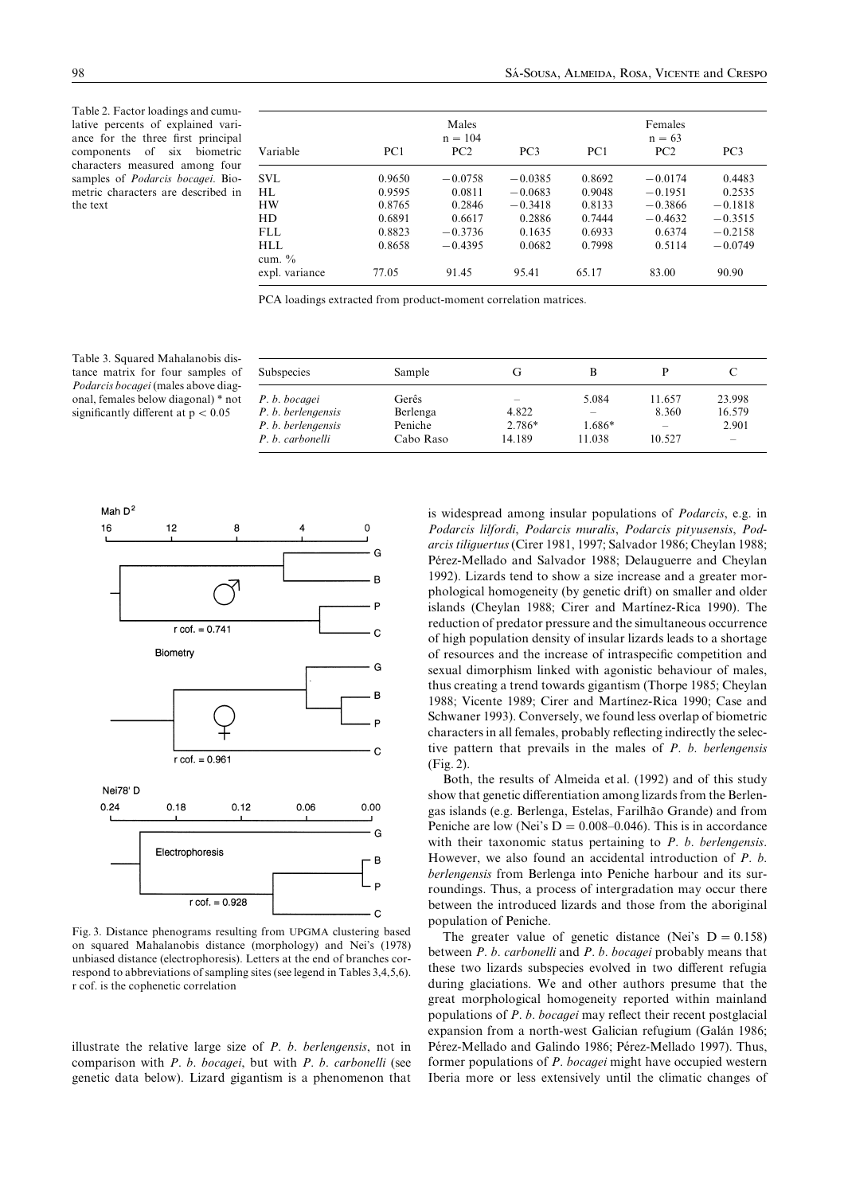Table 2. Factor loadings and cumulative percents of explained variance for the three first principal components of six biometric characters measured among four samples of *Podarcis bocagei*. Biometric characters are described in the text

| Variable | Males n = 104 PC1 | PC2 | PC3 | Females n = 63 PC1 | PC2 | PC3 |
|---|---|---|---|---|---|---|
| SVL | 0.9650 | −0.0758 | −0.0385 | 0.8692 | −0.0174 | 0.4483 |
| HL | 0.9595 | 0.0811 | −0.0683 | 0.9048 | −0.1951 | 0.2535 |
| HW | 0.8765 | 0.2846 | −0.3418 | 0.8133 | −0.3866 | −0.1818 |
| HD | 0.6891 | 0.6617 | 0.2886 | 0.7444 | −0.4632 | −0.3515 |
| FLL | 0.8823 | −0.3736 | 0.1635 | 0.6933 | 0.6374 | −0.2158 |
| HLL | 0.8658 | −0.4395 | 0.0682 | 0.7998 | 0.5114 | −0.0749 |
| cum. % expl. variance | 77.05 | 91.45 | 95.41 | 65.17 | 83.00 | 90.90 |

PCA loadings extracted from product-moment correlation matrices.

Table 3. Squared Mahalanobis distance matrix for four samples of *Podarcis bocagei* (males above diagonal, females below diagonal) * not significantly different at $p < 0.05$

| Subspecies | Sample | G | B | P | C |
|---|---|---|---|---|---|
| *P. b. bocagei* | Gerês | – | 5.084 | 11.657 | 23.998 |
| *P. b. berlengensis* | Berlenga | 4.822 | – | 8.360 | 16.579 |
| *P. b. berlengensis* | Peniche | 2.786* | 1.686* | – | 2.901 |
| *P. b. carbonelli* | Cabo Raso | 14.189 | 11.038 | 10.527 | – |

Fig. 3. Distance phenograms resulting from UPGMA clustering based on squared Mahalanobis distance (morphology) and Nei's (1978) unbiased distance (electrophoresis). Letters at the end of branches correspond to abbreviations of sampling sites (see legend in Tables 3,4,5,6). r cof. is the cophenetic correlation

illustrate the relative large size of *P. b. berlengensis*, not in comparison with *P. b. bocagei*, but with *P. b. carbonelli* (see genetic data below). Lizard gigantism is a phenomenon that is widespread among insular populations of *Podarcis*, e.g. in *Podarcis lilfordi*, *Podarcis muralis*, *Podarcis pityusensis*, *Podarcis tiliguertus* (Cirer 1981, 1997; Salvador 1986; Cheylan 1988; Pérez-Mellado and Salvador 1988; Delauguerre and Cheylan 1992). Lizards tend to show a size increase and a greater morphological homogeneity (by genetic drift) on smaller and older islands (Cheylan 1988; Cirer and Martínez-Rica 1990). The reduction of predator pressure and the simultaneous occurrence of high population density of insular lizards leads to a shortage of resources and the increase of intraspecific competition and sexual dimorphism linked with agonistic behaviour of males, thus creating a trend towards gigantism (Thorpe 1985; Cheylan 1988; Vicente 1989; Cirer and Martínez-Rica 1990; Case and Schwaner 1993). Conversely, we found less overlap of biometric characters in all females, probably reflecting indirectly the selective pattern that prevails in the males of *P. b. berlengensis* (Fig. 2).

Both, the results of Almeida et al. (1992) and of this study show that genetic differentiation among lizards from the Berlengas islands (e.g. Berlenga, Estelas, Farilhão Grande) and from Peniche are low (Nei's D = 0.008–0.046). This is in accordance with their taxonomic status pertaining to *P. b. berlengensis*. However, we also found an accidental introduction of *P. b. berlengensis* from Berlenga into Peniche harbour and its surroundings. Thus, a process of intergradation may occur there between the introduced lizards and those from the aboriginal population of Peniche.

The greater value of genetic distance (Nei's D = 0.158) between *P. b. carbonelli* and *P. b. bocagei* probably means that these two lizards subspecies evolved in two different refugia during glaciations. We and other authors presume that the great morphological homogeneity reported within mainland populations of *P. b. bocagei* may reflect their recent postglacial expansion from a north-west Galician refugium (Galán 1986; Pérez-Mellado and Galindo 1986; Pérez-Mellado 1997). Thus, former populations of *P. bocagei* might have occupied western Iberia more or less extensively until the climatic changes of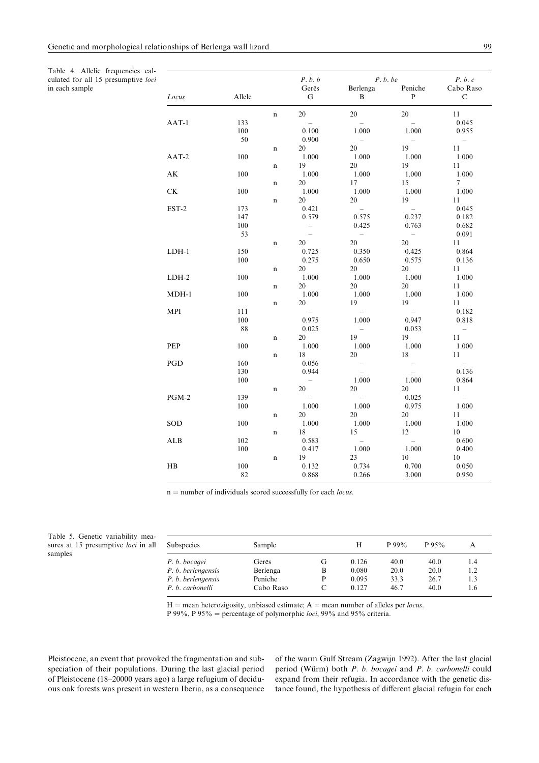Table 4. Allelic frequencies calculated for all 15 presumptive *loci* in each sample

| Locus | Allele | | *P. b. b* Gerês G | *P. b. be* Berlenga B | *P. b. be* Peniche P | *P. b. c* Cabo Raso C |
|---|---|---|---|---|---|---|
| | | n | 20 | 20 | 20 | 11 |
| AAT-1 | 133 | | – | – | – | 0.045 |
| | 100 | | 0.100 | 1.000 | 1.000 | 0.955 |
| | 50 | | 0.900 | – | – | – |
| | | n | 20 | 20 | 19 | 11 |
| AAT-2 | 100 | | 1.000 | 1.000 | 1.000 | 1.000 |
| | | n | 19 | 20 | 19 | 11 |
| AK | 100 | | 1.000 | 1.000 | 1.000 | 1.000 |
| | | n | 20 | 17 | 15 | 7 |
| CK | 100 | | 1.000 | 1.000 | 1.000 | 1.000 |
| | | n | 20 | 20 | 19 | 11 |
| EST-2 | 173 | | 0.421 | – | – | 0.045 |
| | 147 | | 0.579 | 0.575 | 0.237 | 0.182 |
| | 100 | | – | 0.425 | 0.763 | 0.682 |
| | 53 | | – | – | – | 0.091 |
| | | n | 20 | 20 | 20 | 11 |
| LDH-1 | 150 | | 0.725 | 0.350 | 0.425 | 0.864 |
| | 100 | | 0.275 | 0.650 | 0.575 | 0.136 |
| | | n | 20 | 20 | 20 | 11 |
| LDH-2 | 100 | | 1.000 | 1.000 | 1.000 | 1.000 |
| | | n | 20 | 20 | 20 | 11 |
| MDH-1 | 100 | | 1.000 | 1.000 | 1.000 | 1.000 |
| | | n | 20 | 19 | 19 | 11 |
| MPI | 111 | | – | – | – | 0.182 |
| | 100 | | 0.975 | 1.000 | 0.947 | 0.818 |
| | 88 | | 0.025 | – | 0.053 | – |
| | | n | 20 | 19 | 19 | 11 |
| PEP | 100 | | 1.000 | 1.000 | 1.000 | 1.000 |
| | | n | 18 | 20 | 18 | 11 |
| PGD | 160 | | 0.056 | – | – | – |
| | 130 | | 0.944 | – | – | 0.136 |
| | 100 | | – | 1.000 | 1.000 | 0.864 |
| | | n | 20 | 20 | 20 | 11 |
| PGM-2 | 139 | | – | – | 0.025 | – |
| | 100 | | 1.000 | 1.000 | 0.975 | 1.000 |
| | | n | 20 | 20 | 20 | 11 |
| SOD | 100 | | 1.000 | 1.000 | 1.000 | 1.000 |
| | | n | 18 | 15 | 12 | 10 |
| ALB | 102 | | 0.583 | – | – | 0.600 |
| | 100 | | 0.417 | 1.000 | 1.000 | 0.400 |
| | | n | 19 | 23 | 10 | 10 |
| HB | 100 | | 0.132 | 0.734 | 0.700 | 0.050 |
| | 82 | | 0.868 | 0.266 | 3.000 | 0.950 |

n = number of individuals scored successfully for each *locus*.

Table 5. Genetic variability measures at 15 presumptive *loci* in all samples

| Subspecies | Sample | | H | P 99% | P 95% | A |
|---|---|---|---|---|---|---|
| *P. b. bocagei* | Gerês | G | 0.126 | 40.0 | 40.0 | 1.4 |
| *P. b. berlengensis* | Berlenga | B | 0.080 | 20.0 | 20.0 | 1.2 |
| *P. b. berlengensis* | Peniche | P | 0.095 | 33.3 | 26.7 | 1.3 |
| *P. b. carbonelli* | Cabo Raso | C | 0.127 | 46.7 | 40.0 | 1.6 |

H = mean heterozigosity, unbiased estimate; A = mean number of alleles per *locus*.
P 99%, P 95% = percentage of polymorphic *loci*, 99% and 95% criteria.

Pleistocene, an event that provoked the fragmentation and subspeciation of their populations. During the last glacial period of Pleistocene (18–20000 years ago) a large refugium of deciduous oak forests was present in western Iberia, as a consequence of the warm Gulf Stream (Zagwijn 1992). After the last glacial period (Würm) both *P. b. bocagei* and *P. b. carbonelli* could expand from their refugia. In accordance with the genetic distance found, the hypothesis of different glacial refugia for each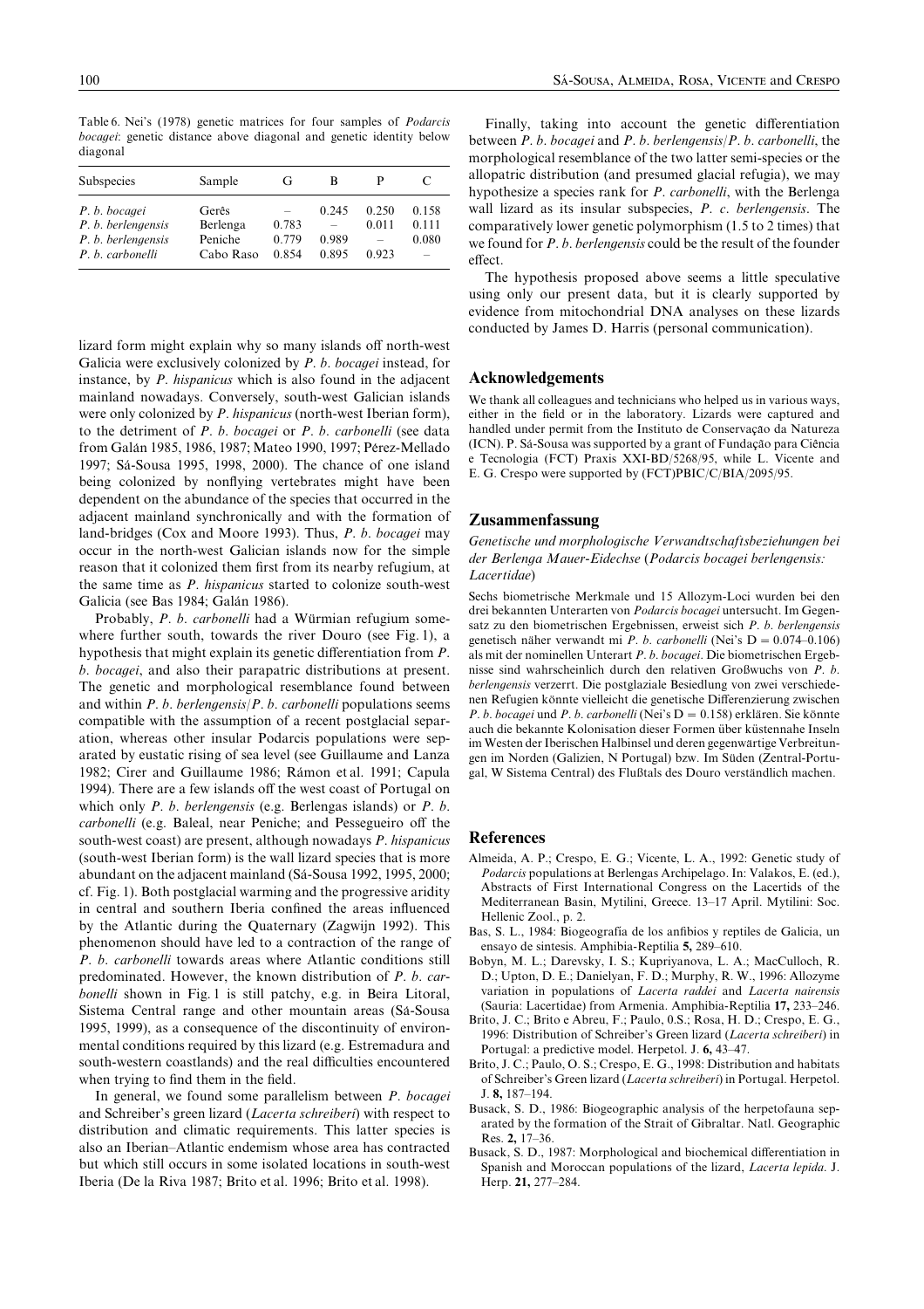Table 6. Nei's (1978) genetic matrices for four samples of *Podarcis bocagei*: genetic distance above diagonal and genetic identity below diagonal

| Subspecies | Sample | G | B | P | C |
|---|---|---|---|---|---|
| *P. b. bocagei* | Gerês | – | 0.245 | 0.250 | 0.158 |
| *P. b. berlengensis* | Berlenga | 0.783 | – | 0.011 | 0.111 |
| *P. b. berlengensis* | Peniche | 0.779 | 0.989 | – | 0.080 |
| *P. b. carbonelli* | Cabo Raso | 0.854 | 0.895 | 0.923 | – |

lizard form might explain why so many islands off north-west Galicia were exclusively colonized by *P. b. bocagei* instead, for instance, by *P. hispanicus* which is also found in the adjacent mainland nowadays. Conversely, south-west Galician islands were only colonized by *P. hispanicus* (north-west Iberian form), to the detriment of *P. b. bocagei* or *P. b. carbonelli* (see data from Galán 1985, 1986, 1987; Mateo 1990, 1997; Pérez-Mellado 1997; Sá-Sousa 1995, 1998, 2000). The chance of one island being colonized by nonflying vertebrates might have been dependent on the abundance of the species that occurred in the adjacent mainland synchronically and with the formation of land-bridges (Cox and Moore 1993). Thus, *P. b. bocagei* may occur in the north-west Galician islands now for the simple reason that it colonized them first from its nearby refugium, at the same time as *P. hispanicus* started to colonize south-west Galicia (see Bas 1984; Galán 1986).

Probably, *P. b. carbonelli* had a Würmian refugium somewhere further south, towards the river Douro (see Fig. 1), a hypothesis that might explain its genetic differentiation from *P. b. bocagei*, and also their parapatric distributions at present. The genetic and morphological resemblance found between and within *P. b. berlengensis*/*P. b. carbonelli* populations seems compatible with the assumption of a recent postglacial separation, whereas other insular Podarcis populations were separated by eustatic rising of sea level (see Guillaume and Lanza 1982; Cirer and Guillaume 1986; Rámon et al. 1991; Capula 1994). There are a few islands off the west coast of Portugal on which only *P. b. berlengensis* (e.g. Berlengas islands) or *P. b. carbonelli* (e.g. Baleal, near Peniche; and Pessegueiro off the south-west coast) are present, although nowadays *P. hispanicus* (south-west Iberian form) is the wall lizard species that is more abundant on the adjacent mainland (Sá-Sousa 1992, 1995, 2000; cf. Fig. 1). Both postglacial warming and the progressive aridity in central and southern Iberia confined the areas influenced by the Atlantic during the Quaternary (Zagwijn 1992). This phenomenon should have led to a contraction of the range of *P. b. carbonelli* towards areas where Atlantic conditions still predominated. However, the known distribution of *P. b. carbonelli* shown in Fig. 1 is still patchy, e.g. in Beira Litoral, Sistema Central range and other mountain areas (Sá-Sousa 1995, 1999), as a consequence of the discontinuity of environmental conditions required by this lizard (e.g. Estremadura and south-western coastlands) and the real difficulties encountered when trying to find them in the field.

In general, we found some parallelism between *P. bocagei* and Schreiber's green lizard (*Lacerta schreiberi*) with respect to distribution and climatic requirements. This latter species is also an Iberian–Atlantic endemism whose area has contracted but which still occurs in some isolated locations in south-west Iberia (De la Riva 1987; Brito et al. 1996; Brito et al. 1998).

Finally, taking into account the genetic differentiation between *P. b. bocagei* and *P. b. berlengensis*/*P. b. carbonelli*, the morphological resemblance of the two latter semi-species or the allopatric distribution (and presumed glacial refugia), we may hypothesize a species rank for *P. carbonelli*, with the Berlenga wall lizard as its insular subspecies, *P. c. berlengensis*. The comparatively lower genetic polymorphism (1.5 to 2 times) that we found for *P. b. berlengensis* could be the result of the founder effect.

The hypothesis proposed above seems a little speculative using only our present data, but it is clearly supported by evidence from mitochondrial DNA analyses on these lizards conducted by James D. Harris (personal communication).

## Acknowledgements

We thank all colleagues and technicians who helped us in various ways, either in the field or in the laboratory. Lizards were captured and handled under permit from the Instituto de Conservação da Natureza (ICN). P. Sá-Sousa was supported by a grant of Fundação para Ciência e Tecnologia (FCT) Praxis XXI-BD/5268/95, while L. Vicente and E. G. Crespo were supported by (FCT)PBIC/C/BIA/2095/95.

## Zusammenfassung

*Genetische und morphologische Verwandtschaftsbeziehungen bei der Berlenga Mauer-Eidechse (Podarcis bocagei berlengensis: Lacertidae)*

Sechs biometrische Merkmale und 15 Allozym-Loci wurden bei den drei bekannten Unterarten von *Podarcis bocagei* untersucht. Im Gegensatz zu den biometrischen Ergebnissen, erweist sich *P. b. berlengensis* genetisch näher verwandt mi *P. b. carbonelli* (Nei's D = 0.074–0.106) als mit der nominellen Unterart *P. b. bocagei*. Die biometrischen Ergebnisse sind wahrscheinlich durch den relativen Großwuchs von *P. b. berlengensis* verzerrt. Die postglaziale Besiedlung von zwei verschiedenen Refugien könnte vielleicht die genetische Differenzierung zwischen *P. b. bocagei* und *P. b. carbonelli* (Nei's D = 0.158) erklären. Sie könnte auch die bekannte Kolonisation dieser Formen über küstennahe Inseln im Westen der Iberischen Halbinsel und deren gegenwärtige Verbreitungen im Norden (Galizien, N Portugal) bzw. Im Süden (Zentral-Portugal, W Sistema Central) des Flußtals des Douro verständlich machen.

## References

Almeida, A. P.; Crespo, E. G.; Vicente, L. A., 1992: Genetic study of *Podarcis* populations at Berlengas Archipelago. In: Valakos, E. (ed.), Abstracts of First International Congress on the Lacertids of the Mediterranean Basin, Mytilini, Greece. 13–17 April. Mytilini: Soc. Hellenic Zool., p. 2.

Bas, S. L., 1984: Biogeografía de los anfibios y reptiles de Galicia, un ensayo de sintesis. Amphibia-Reptilia **5,** 289–610.

Bobyn, M. L.; Darevsky, I. S.; Kupriyanova, L. A.; MacCulloch, R. D.; Upton, D. E.; Danielyan, F. D.; Murphy, R. W., 1996: Allozyme variation in populations of *Lacerta raddei* and *Lacerta nairensis* (Sauria: Lacertidae) from Armenia. Amphibia-Reptilia **17,** 233–246.

Brito, J. C.; Brito e Abreu, F.; Paulo, 0.S.; Rosa, H. D.; Crespo, E. G., 1996: Distribution of Schreiber's Green lizard (*Lacerta schreiberi*) in Portugal: a predictive model. Herpetol. J. **6,** 43–47.

Brito, J. C.; Paulo, O. S.; Crespo, E. G., 1998: Distribution and habitats of Schreiber's Green lizard (*Lacerta schreiberi*) in Portugal. Herpetol. J. **8,** 187–194.

Busack, S. D., 1986: Biogeographic analysis of the herpetofauna separated by the formation of the Strait of Gibraltar. Natl. Geographic Res. **2,** 17–36.

Busack, S. D., 1987: Morphological and biochemical differentiation in Spanish and Moroccan populations of the lizard, *Lacerta lepida*. J. Herp. **21,** 277–284.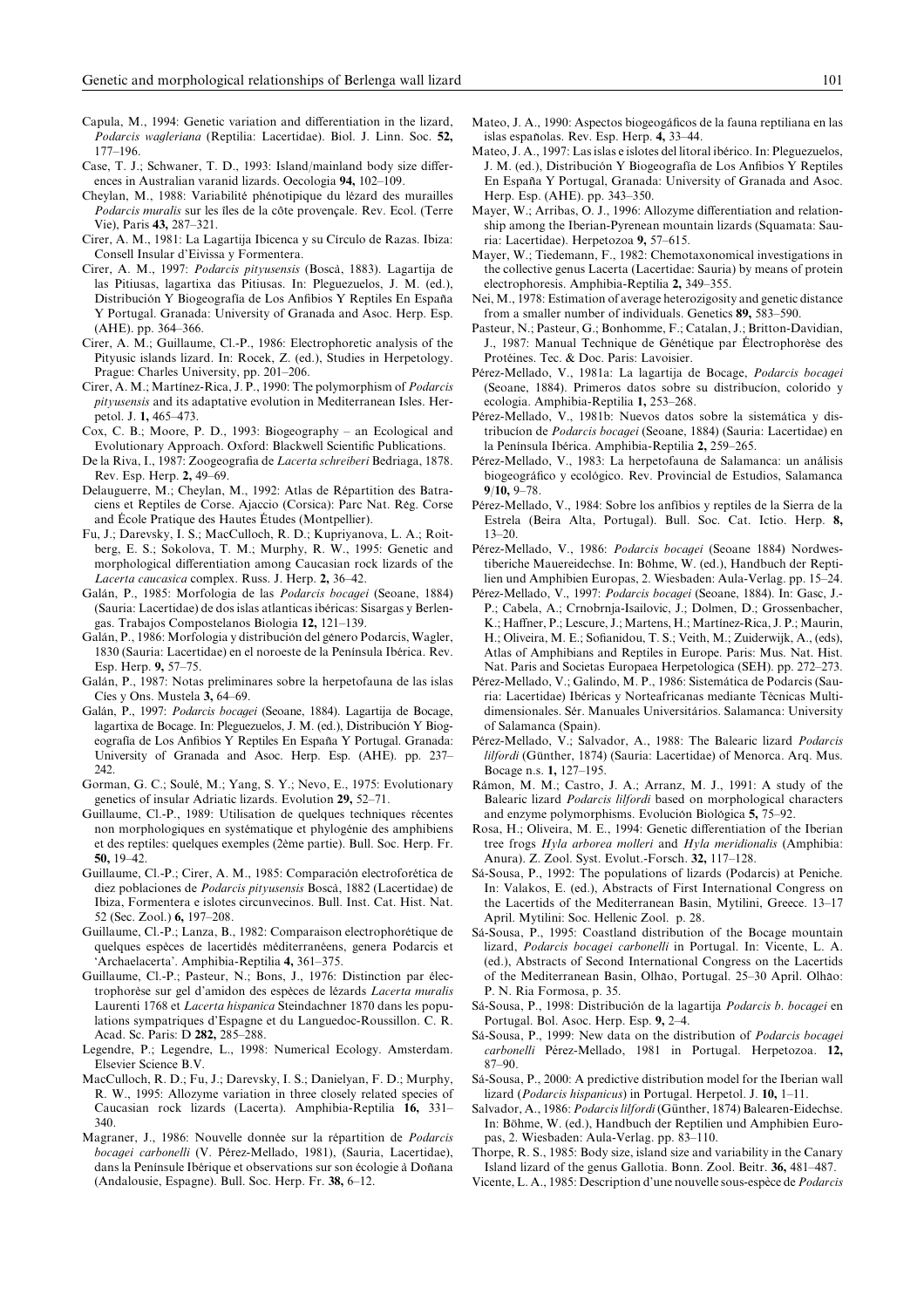Capula, M., 1994: Genetic variation and differentiation in the lizard, *Podarcis wagleriana* (Reptilia: Lacertidae). Biol. J. Linn. Soc. **52,** 177–196.

Case, T. J.; Schwaner, T. D., 1993: Island/mainland body size differences in Australian varanid lizards. Oecologia **94,** 102–109.

Cheylan, M., 1988: Variabilité phénotipique du lézard des murailles *Podarcis muralis* sur les îles de la côte provençale. Rev. Ecol. (Terre Vie), Paris **43,** 287–321.

Cirer, A. M., 1981: La Lagartija Ibicenca y su Círculo de Razas. Ibiza: Consell Insular d'Eivissa y Formentera.

Cirer, A. M., 1997: *Podarcis pityusensis* (Boscà, 1883). Lagartija de las Pitiusas, lagartixa das Pitiusas. In: Pleguezuelos, J. M. (ed.), Distribución Y Biogeografía de Los Anfibios Y Reptiles En España Y Portugal. Granada: University of Granada and Asoc. Herp. Esp. (AHE). pp. 364–366.

Cirer, A. M.; Guillaume, Cl.-P., 1986: Electrophoretic analysis of the Pityusic islands lizard. In: Rocek, Z. (ed.), Studies in Herpetology. Prague: Charles University, pp. 201–206.

Cirer, A. M.; Martínez-Rica, J. P., 1990: The polymorphism of *Podarcis pityusensis* and its adaptative evolution in Mediterranean Isles. Herpetol. J. **1,** 465–473.

Cox, C. B.; Moore, P. D., 1993: Biogeography – an Ecological and Evolutionary Approach. Oxford: Blackwell Scientific Publications.

De la Riva, I., 1987: Zoogeografia de *Lacerta schreiberi* Bedriaga, 1878. Rev. Esp. Herp. **2,** 49–69.

Delauguerre, M.; Cheylan, M., 1992: Atlas de Répartition des Batraciens et Reptiles de Corse. Ajaccio (Corsica): Parc Nat. Rég. Corse and École Pratique des Hautes Études (Montpellier).

Fu, J.; Darevsky, I. S.; MacCulloch, R. D.; Kupriyanova, L. A.; Roitberg, E. S.; Sokolova, T. M.; Murphy, R. W., 1995: Genetic and morphological differentiation among Caucasian rock lizards of the *Lacerta caucasica* complex. Russ. J. Herp. **2,** 36–42.

Galán, P., 1985: Morfologia de las *Podarcis bocagei* (Seoane, 1884) (Sauria: Lacertidae) de dos islas atlanticas ibéricas: Sisargas y Berlengas. Trabajos Compostelanos Biologia **12,** 121–139.

Galán, P., 1986: Morfologia y distribución del género Podarcis, Wagler, 1830 (Sauria: Lacertidae) en el noroeste de la Península Ibérica. Rev. Esp. Herp. **9,** 57–75.

Galán, P., 1987: Notas preliminares sobre la herpetofauna de las islas Cíes y Ons. Mustela **3,** 64–69.

Galán, P., 1997: *Podarcis bocagei* (Seoane, 1884). Lagartija de Bocage, lagartixa de Bocage. In: Pleguezuelos, J. M. (ed.), Distribución Y Biogeografía de Los Anfibios Y Reptiles En España Y Portugal. Granada: University of Granada and Asoc. Herp. Esp. (AHE). pp. 237–242.

Gorman, G. C.; Soulé, M.; Yang, S. Y.; Nevo, E., 1975: Evolutionary genetics of insular Adriatic lizards. Evolution **29,** 52–71.

Guillaume, Cl.-P., 1989: Utilisation de quelques techniques récentes non morphologiques en systématique et phylogénie des amphibiens et des reptiles: quelques exemples (2ème partie). Bull. Soc. Herp. Fr. **50,** 19–42.

Guillaume, Cl.-P.; Cirer, A. M., 1985: Comparación electroforética de diez poblaciones de *Podarcis pityusensis* Boscà, 1882 (Lacertidae) de Ibiza, Formentera e islotes circunvecinos. Bull. Inst. Cat. Hist. Nat. 52 (Sec. Zool.) **6,** 197–208.

Guillaume, Cl.-P.; Lanza, B., 1982: Comparaison electrophorétique de quelques espèces de lacertidés méditerranéens, genera Podarcis et 'Archaelacerta'. Amphibia-Reptilia **4,** 361–375.

Guillaume, Cl.-P.; Pasteur, N.; Bons, J., 1976: Distinction par électrophorèse sur gel d'amidon des espèces de lézards *Lacerta muralis* Laurenti 1768 et *Lacerta hispanica* Steindachner 1870 dans les populations sympatriques d'Espagne et du Languedoc-Roussillon. C. R. Acad. Sc. Paris: D **282,** 285–288.

Legendre, P.; Legendre, L., 1998: Numerical Ecology. Amsterdam. Elsevier Science B.V.

MacCulloch, R. D.; Fu, J.; Darevsky, I. S.; Danielyan, F. D.; Murphy, R. W., 1995: Allozyme variation in three closely related species of Caucasian rock lizards (Lacerta). Amphibia-Reptilia **16,** 331–340.

Magraner, J., 1986: Nouvelle donnée sur la répartition de *Podarcis bocagei carbonelli* (V. Pérez-Mellado, 1981), (Sauria, Lacertidae), dans la Península Ibérique et observations sur son écologie à Doñana (Andalousie, Espagne). Bull. Soc. Herp. Fr. **38,** 6–12.

Mateo, J. A., 1990: Aspectos biogeogáficos de la fauna reptiliana en las islas españolas. Rev. Esp. Herp. **4,** 33–44.

Mateo, J. A., 1997: Las islas e islotes del litoral ibérico. In: Pleguezuelos, J. M. (ed.), Distribución Y Biogeografía de Los Anfibios Y Reptiles En España Y Portugal, Granada: University of Granada and Asoc. Herp. Esp. (AHE). pp. 343–350.

Mayer, W.; Arribas, O. J., 1996: Allozyme differentiation and relationship among the Iberian-Pyrenean mountain lizards (Squamata: Sauria: Lacertidae). Herpetozoa **9,** 57–615.

Mayer, W.; Tiedemann, F., 1982: Chemotaxonomical investigations in the collective genus Lacerta (Lacertidae: Sauria) by means of protein electrophoresis. Amphibia-Reptilia **2,** 349–355.

Nei, M., 1978: Estimation of average heterozigosity and genetic distance from a smaller number of individuals. Genetics **89,** 583–590.

Pasteur, N.; Pasteur, G.; Bonhomme, F.; Catalan, J.; Britton-Davidian, J., 1987: Manual Technique de Génétique par Électrophorèse des Protéines. Tec. & Doc. Paris: Lavoisier.

Pérez-Mellado, V., 1981a: La lagartija de Bocage, *Podarcis bocagei* (Seoane, 1884). Primeros datos sobre su distribucíon, colorido y ecologia. Amphibia-Reptilia **1,** 253–268.

Pérez-Mellado, V., 1981b: Nuevos datos sobre la sistemática y distribucíon de *Podarcis bocagei* (Seoane, 1884) (Sauria: Lacertidae) en la Península Ibérica. Amphibia-Reptilia **2,** 259–265.

Pérez-Mellado, V., 1983: La herpetofauna de Salamanca: un análisis biogeográfico y ecológico. Rev. Provincial de Estudios, Salamanca **9**/**10,** 9–78.

Pérez-Mellado, V., 1984: Sobre los anfibios y reptiles de la Sierra de la Estrela (Beira Alta, Portugal). Bull. Soc. Cat. Ictio. Herp. **8,** 13–20.

Pérez-Mellado, V., 1986: *Podarcis bocagei* (Seoane 1884) Nordwestiberiche Mauereidechse. In: Bohme, W. (ed.), Handbuch der Reptilien und Amphibien Europas, 2. Wiesbaden: Aula-Verlag. pp. 15–24.

Pérez-Mellado, V., 1997: *Podarcis bocagei* (Seoane, 1884). In: Gasc, J.-P.; Cabela, A.; Crnobrnja-Isailovic, J.; Dolmen, D.; Grossenbacher, K.; Haffner, P.; Lescure, J.; Martens, H.; Martínez-Rica, J. P.; Maurin, H.; Oliveira, M. E.; Sofianidou, T. S.; Veith, M.; Zuiderwijk, A., (eds), Atlas of Amphibians and Reptiles in Europe. Paris: Mus. Nat. Hist. Nat. Paris and Societas Europaea Herpetologica (SEH). pp. 272–273.

Pérez-Mellado, V.; Galindo, M. P., 1986: Sistemática de Podarcis (Sauria: Lacertidae) Ibéricas y Norteafricanas mediante Técnicas Multidimensionales. Sér. Manuales Universitários. Salamanca: University of Salamanca (Spain).

Pérez-Mellado, V.; Salvador, A., 1988: The Balearic lizard *Podarcis lilfordi* (Günther, 1874) (Sauria: Lacertidae) of Menorca. Arq. Mus. Bocage n.s. **1,** 127–195.

Rámon, M. M.; Castro, J. A.; Arranz, M. J., 1991: A study of the Balearic lizard *Podarcis lilfordi* based on morphological characters and enzyme polymorphisms. Evolución Biológica **5,** 75–92.

Rosa, H.; Oliveira, M. E., 1994: Genetic differentiation of the Iberian tree frogs *Hyla arborea molleri* and *Hyla meridionalis* (Amphibia: Anura). Z. Zool. Syst. Evolut.-Forsch. **32,** 117–128.

Sá-Sousa, P., 1992: The populations of lizards (Podarcis) at Peniche. In: Valakos, E. (ed.), Abstracts of First International Congress on the Lacertids of the Mediterranean Basin, Mytilini, Greece. 13–17 April. Mytilini: Soc. Hellenic Zool. p. 28.

Sá-Sousa, P., 1995: Coastland distribution of the Bocage mountain lizard, *Podarcis bocagei carbonelli* in Portugal. In: Vicente, L. A. (ed.), Abstracts of Second International Congress on the Lacertids of the Mediterranean Basin, Olhão, Portugal. 25–30 April. Olhão: P. N. Ria Formosa, p. 35.

Sá-Sousa, P., 1998: Distribución de la lagartija *Podarcis b. bocagei* en Portugal. Bol. Asoc. Herp. Esp. **9,** 2–4.

Sá-Sousa, P., 1999: New data on the distribution of *Podarcis bocagei carbonelli* Pérez-Mellado, 1981 in Portugal. Herpetozoa. **12,** 87–90.

Sá-Sousa, P., 2000: A predictive distribution model for the Iberian wall lizard (*Podarcis hispanicus*) in Portugal. Herpetol. J. **10,** 1–11.

Salvador, A., 1986: *Podarcis lilfordi* (Günther, 1874) Balearen-Eidechse. In: Böhme, W. (ed.), Handbuch der Reptilien und Amphibien Europas, 2. Wiesbaden: Aula-Verlag. pp. 83–110.

Thorpe, R. S., 1985: Body size, island size and variability in the Canary Island lizard of the genus Gallotia. Bonn. Zool. Beitr. **36,** 481–487.

Vicente, L. A., 1985: Description d'une nouvelle sous-espèce de *Podarcis*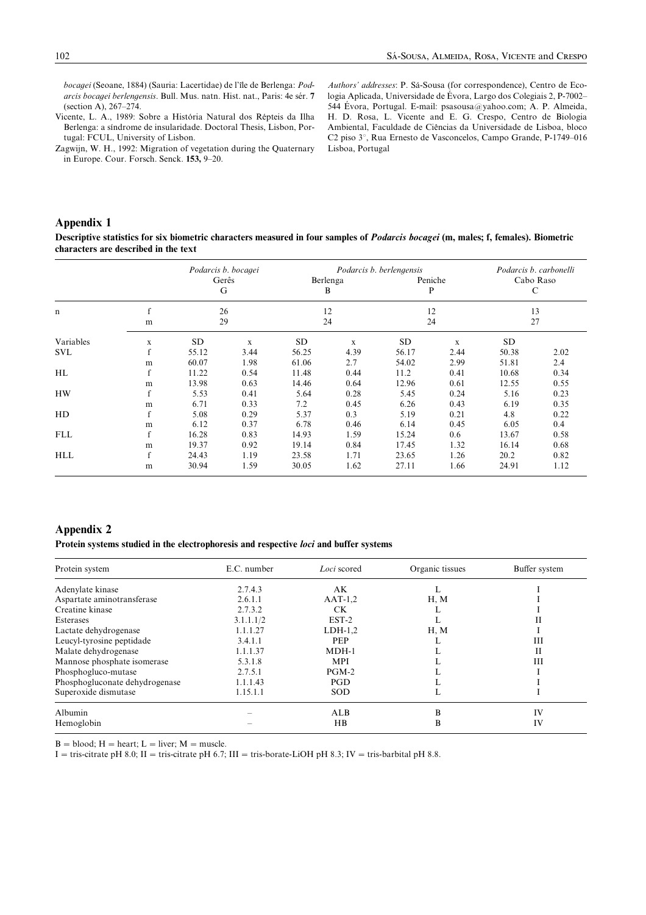*bocagei* (Seoane, 1884) (Sauria: Lacertidae) de l'île de Berlenga: *Podarcis bocagei berlengensis*. Bull. Mus. natn. Hist. nat., Paris: 4e sér. **7** (section A), 267–274.

Vicente, L. A., 1989: Sobre a História Natural dos Répteis da Ilha Berlenga: a síndrome de insularidade. Doctoral Thesis, Lisbon, Portugal: FCUL, University of Lisbon.

Zagwijn, W. H., 1992: Migration of vegetation during the Quaternary in Europe. Cour. Forsch. Senck. **153,** 9–20.

*Authors' addresses*: P. Sá-Sousa (for correspondence), Centro de Ecologia Aplicada, Universidade de Évora, Largo dos Colegiais 2, P-7002–544 Évora, Portugal. E-mail: psasousa@yahoo.com; A. P. Almeida, H. D. Rosa, L. Vicente and E. G. Crespo, Centro de Biologia Ambiental, Faculdade de Ciências da Universidade de Lisboa, bloco C2 piso 3°, Rua Ernesto de Vasconcelos, Campo Grande, P-1749–016 Lisboa, Portugal

## Appendix 1

**Descriptive statistics for six biometric characters measured in four samples of *Podarcis bocagei* (m, males; f, females). Biometric characters are described in the text**

| | | *Podarcis b. bocagei* Gerês G | | *Podarcis b. berlengensis* Berlenga B | | *Podarcis b. berlengensis* Peniche P | | *Podarcis b. carbonelli* Cabo Raso C | |
|---|---|---|---|---|---|---|---|---|---|
| n | f | 26 | | 12 | | 12 | | 13 | |
| | m | 29 | | 24 | | 24 | | 27 | |
| Variables | | x | SD | x | SD | x | SD | x | SD |
| SVL | f | 55.12 | 3.44 | 56.25 | 4.39 | 56.17 | 2.44 | 50.38 | 2.02 |
| | m | 60.07 | 1.98 | 61.06 | 2.7 | 54.02 | 2.99 | 51.81 | 2.4 |
| HL | f | 11.22 | 0.54 | 11.48 | 0.44 | 11.2 | 0.41 | 10.68 | 0.34 |
| | m | 13.98 | 0.63 | 14.46 | 0.64 | 12.96 | 0.61 | 12.55 | 0.55 |
| HW | f | 5.53 | 0.41 | 5.64 | 0.28 | 5.45 | 0.24 | 5.16 | 0.23 |
| | m | 6.71 | 0.33 | 7.2 | 0.45 | 6.26 | 0.43 | 6.19 | 0.35 |
| HD | f | 5.08 | 0.29 | 5.37 | 0.3 | 5.19 | 0.21 | 4.8 | 0.22 |
| | m | 6.12 | 0.37 | 6.78 | 0.46 | 6.14 | 0.45 | 6.05 | 0.4 |
| FLL | f | 16.28 | 0.83 | 14.93 | 1.59 | 15.24 | 0.6 | 13.67 | 0.58 |
| | m | 19.37 | 0.92 | 19.14 | 0.84 | 17.45 | 1.32 | 16.14 | 0.68 |
| HLL | f | 24.43 | 1.19 | 23.58 | 1.71 | 23.65 | 1.26 | 20.2 | 0.82 |
| | m | 30.94 | 1.59 | 30.05 | 1.62 | 27.11 | 1.66 | 24.91 | 1.12 |

## Appendix 2

**Protein systems studied in the electrophoresis and respective *loci* and buffer systems**

| Protein system | E.C. number | *Loci* scored | Organic tissues | Buffer system |
|---|---|---|---|---|
| Adenylate kinase | 2.7.4.3 | AK | L | I |
| Aspartate aminotransferase | 2.6.1.1 | AAT-1,2 | H, M | I |
| Creatine kinase | 2.7.3.2 | CK | L | I |
| Esterases | 3.1.1.1/2 | EST-2 | L | II |
| Lactate dehydrogenase | 1.1.1.27 | LDH-1,2 | H, M | I |
| Leucyl-tyrosine peptidade | 3.4.1.1 | PEP | L | III |
| Malate dehydrogenase | 1.1.1.37 | MDH-1 | L | II |
| Mannose phosphate isomerase | 5.3.1.8 | MPI | L | III |
| Phosphogluco-mutase | 2.7.5.1 | PGM-2 | L | I |
| Phosphogluconate dehydrogenase | 1.1.1.43 | PGD | L | I |
| Superoxide dismutase | 1.15.1.1 | SOD | L | I |
| Albumin | – | ALB | B | IV |
| Hemoglobin | – | HB | B | IV |

B = blood; H = heart; L = liver; M = muscle.

I = tris-citrate pH 8.0; II = tris-citrate pH 6.7; III = tris-borate-LiOH pH 8.3; IV = tris-barbital pH 8.8.